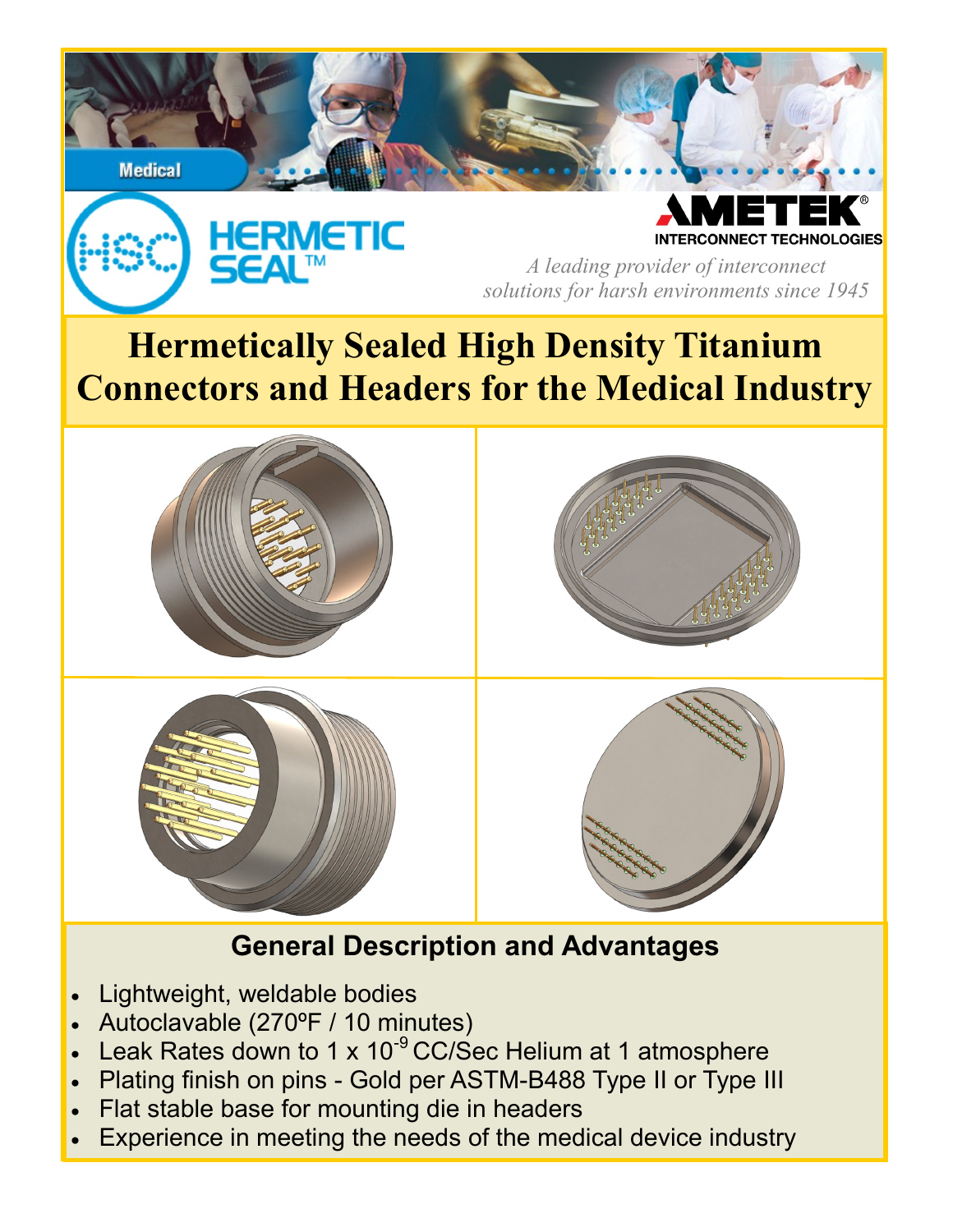Medical

HERMETIC SEAL™

AMETEK® INTERCONNECT TECHNOLOGIES

*A leading provider of interconnect solutions for harsh environments since 1945*

# Hermetically Sealed High Density Titanium Connectors and Headers for the Medical Industry

## General Description and Advantages

- Lightweight, weldable bodies
- Autoclavable (270ºF / 10 minutes)
- Leak Rates down to 1 x $10^{-9}$ CC/Sec Helium at 1 atmosphere
- Plating finish on pins - Gold per ASTM-B488 Type II or Type III
- Flat stable base for mounting die in headers
- Experience in meeting the needs of the medical device industry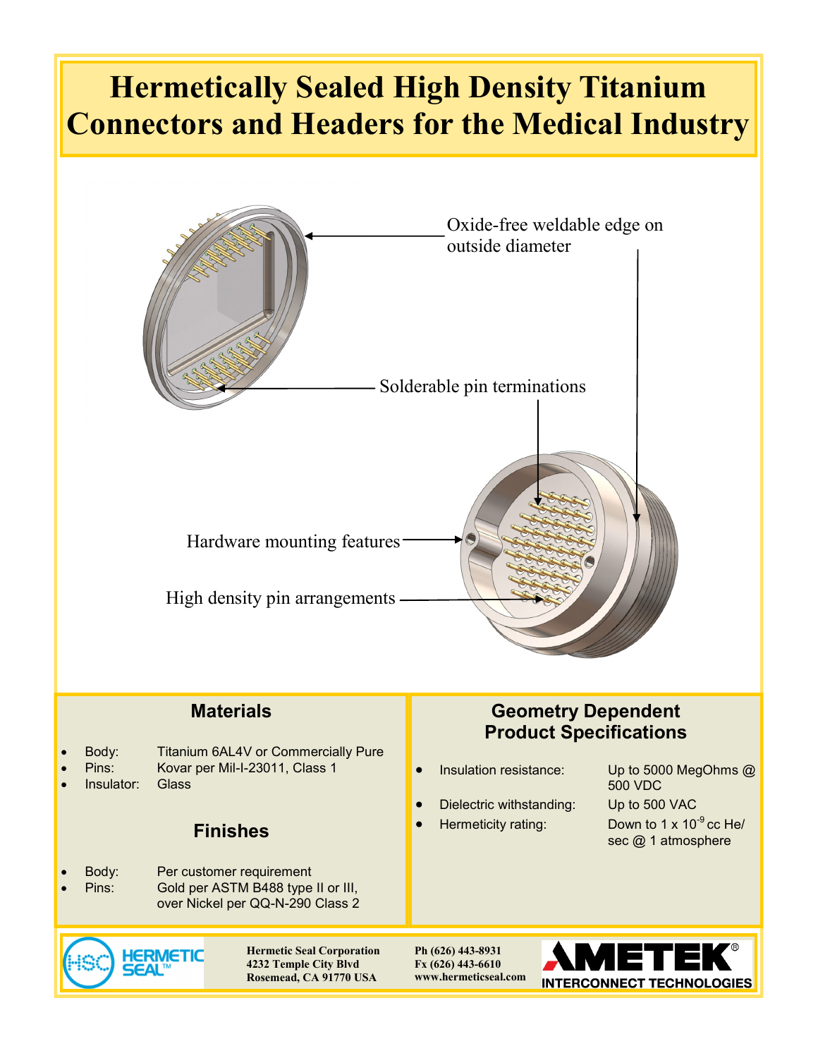# Hermetically Sealed High Density Titanium Connectors and Headers for the Medical Industry

Oxide-free weldable edge on outside diameter

Solderable pin terminations

Hardware mounting features

High density pin arrangements

## Materials

- Body: Titanium 6AL4V or Commercially Pure
- Pins: Kovar per Mil-I-23011, Class 1
- Insulator: Glass

## Finishes

- Body: Per customer requirement
- Pins: Gold per ASTM B488 type II or III, over Nickel per QQ-N-290 Class 2

## Geometry Dependent Product Specifications

- Insulation resistance: Up to 5000 MegOhms @ 500 VDC
- Dielectric withstanding: Up to 500 VAC
- Hermeticity rating: Down to $1 \times 10^{-9}$ cc He/sec @ 1 atmosphere

HSC HERMETIC SEAL™

**Hermetic Seal Corporation**
**4232 Temple City Blvd**
**Rosemead, CA 91770 USA**

**Ph (626) 443-8931**
**Fx (626) 443-6610**
**www.hermeticseal.com**

AMETEK® INTERCONNECT TECHNOLOGIES